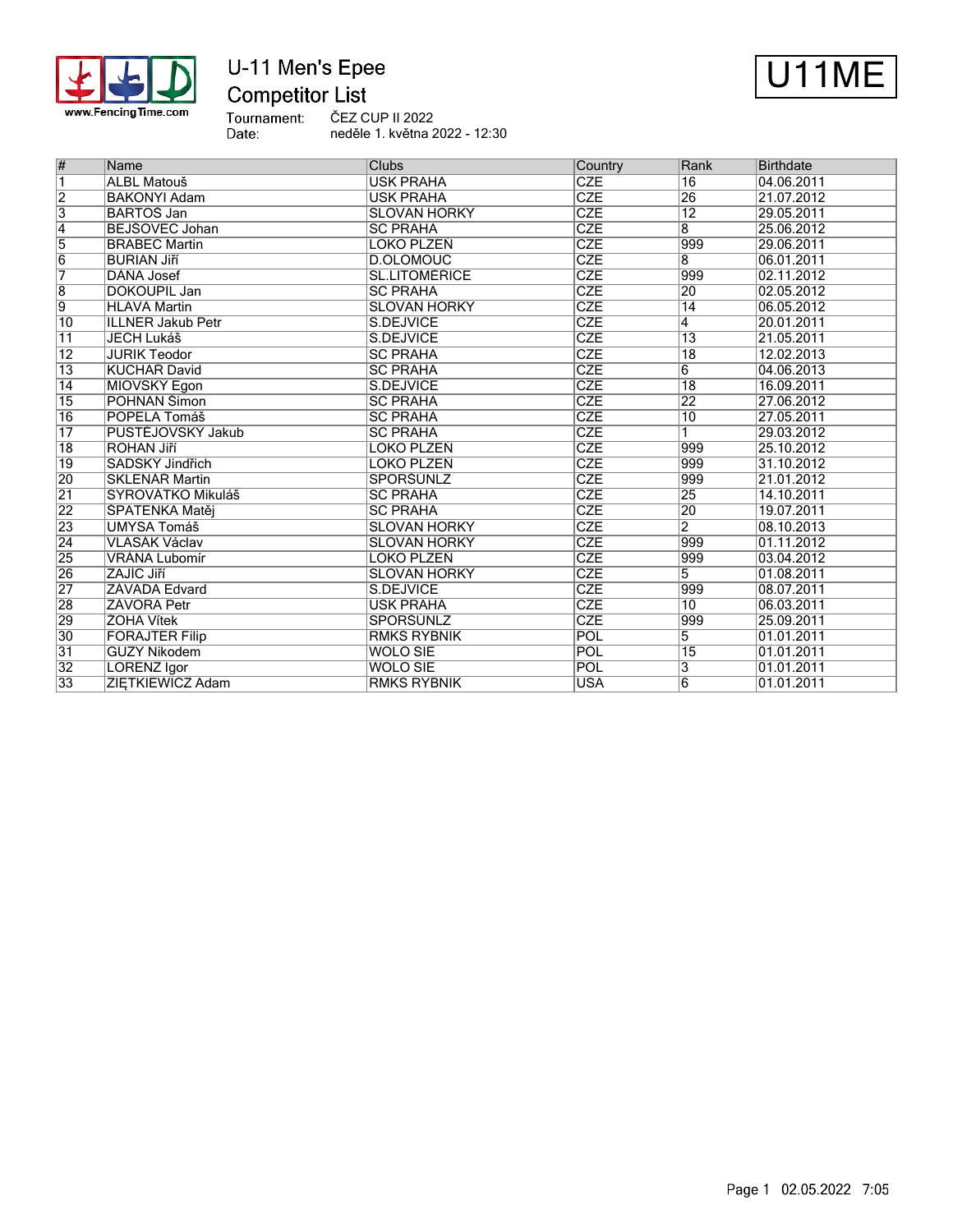# U-11 Men's Epee

## Competitor List

U11ME

Tournament: ČEZ CUP II 2022
Date: neděle 1. května 2022 - 12:30

| # | Name | Clubs | Country | Rank | Birthdate |
|---|---|---|---|---|---|
| 1 | ALBL Matouš | USK PRAHA | CZE | 16 | 04.06.2011 |
| 2 | BAKONYI Adam | USK PRAHA | CZE | 26 | 21.07.2012 |
| 3 | BARTOŠ Jan | SLOVAN HORKY | CZE | 12 | 29.05.2011 |
| 4 | BEJŠOVEC Johan | SC PRAHA | CZE | 8 | 25.06.2012 |
| 5 | BRABEC Martin | LOKO PLZEŇ | CZE | 999 | 29.06.2011 |
| 6 | BURIAN Jiří | D.OLOMOUC | CZE | 8 | 06.01.2011 |
| 7 | DÁŇA Josef | SL.LITOMĚŘICE | CZE | 999 | 02.11.2012 |
| 8 | DOKOUPIL Jan | SC PRAHA | CZE | 20 | 02.05.2012 |
| 9 | HLAVA Martin | SLOVAN HORKY | CZE | 14 | 06.05.2012 |
| 10 | ILLNER Jakub Petr | S.DEJVICE | CZE | 4 | 20.01.2011 |
| 11 | JECH Lukáš | S.DEJVICE | CZE | 13 | 21.05.2011 |
| 12 | JURIK Teodor | SC PRAHA | CZE | 18 | 12.02.2013 |
| 13 | KUCHAŘ David | SC PRAHA | CZE | 6 | 04.06.2013 |
| 14 | MIOVSKÝ Egon | S.DEJVICE | CZE | 18 | 16.09.2011 |
| 15 | POHNAN Šimon | SC PRAHA | CZE | 22 | 27.06.2012 |
| 16 | POPELA Tomáš | SC PRAHA | CZE | 10 | 27.05.2011 |
| 17 | PUSTĚJOVSKÝ Jakub | SC PRAHA | CZE | 1 | 29.03.2012 |
| 18 | ROHAN Jiří | LOKO PLZEŇ | CZE | 999 | 25.10.2012 |
| 19 | SADSKÝ Jindřich | LOKO PLZEŇ | CZE | 999 | 31.10.2012 |
| 20 | SKLENÁŘ Martin | SPORŠUNLZ | CZE | 999 | 21.01.2012 |
| 21 | SYROVÁTKO Mikuláš | SC PRAHA | CZE | 25 | 14.10.2011 |
| 22 | ŠPATENKA Matěj | SC PRAHA | CZE | 20 | 19.07.2011 |
| 23 | UMYSA Tomáš | SLOVAN HORKY | CZE | 2 | 08.10.2013 |
| 24 | VLASÁK Václav | SLOVAN HORKY | CZE | 999 | 01.11.2012 |
| 25 | VRÁNA Lubomír | LOKO PLZEŇ | CZE | 999 | 03.04.2012 |
| 26 | ZAJÍC Jiří | SLOVAN HORKY | CZE | 5 | 01.08.2011 |
| 27 | ZÁVADA Edvard | S.DEJVICE | CZE | 999 | 08.07.2011 |
| 28 | ZÁVORA Petr | USK PRAHA | CZE | 10 | 06.03.2011 |
| 29 | ŽOHA Vítek | SPORŠUNLZ | CZE | 999 | 25.09.2011 |
| 30 | FORAJTER Filip | RMKS RYBNIK | POL | 5 | 01.01.2011 |
| 31 | GUZY Nikodem | WOLO SIE | POL | 15 | 01.01.2011 |
| 32 | LORENZ Igor | WOLO SIE | POL | 3 | 01.01.2011 |
| 33 | ZIĘTKIEWICZ Adam | RMKS RYBNIK | USA | 6 | 01.01.2011 |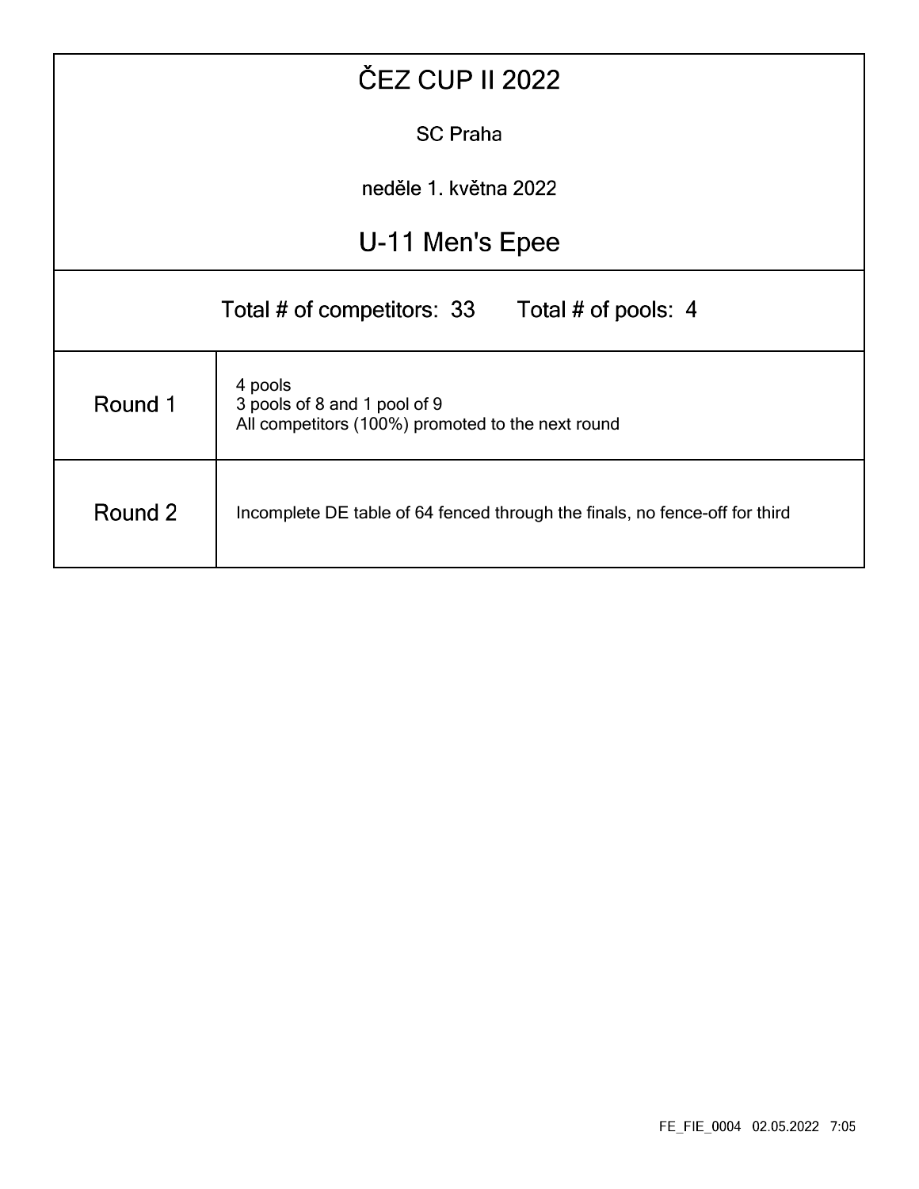# ČEZ CUP II 2022

SC Praha

neděle 1. května 2022

## U-11 Men's Epee

Total # of competitors: 33 Total # of pools: 4

| | |
|---|---|
| Round 1 | 4 pools<br>3 pools of 8 and 1 pool of 9<br>All competitors (100%) promoted to the next round |
| Round 2 | Incomplete DE table of 64 fenced through the finals, no fence-off for third |

FE_FIE_0004 02.05.2022 7:05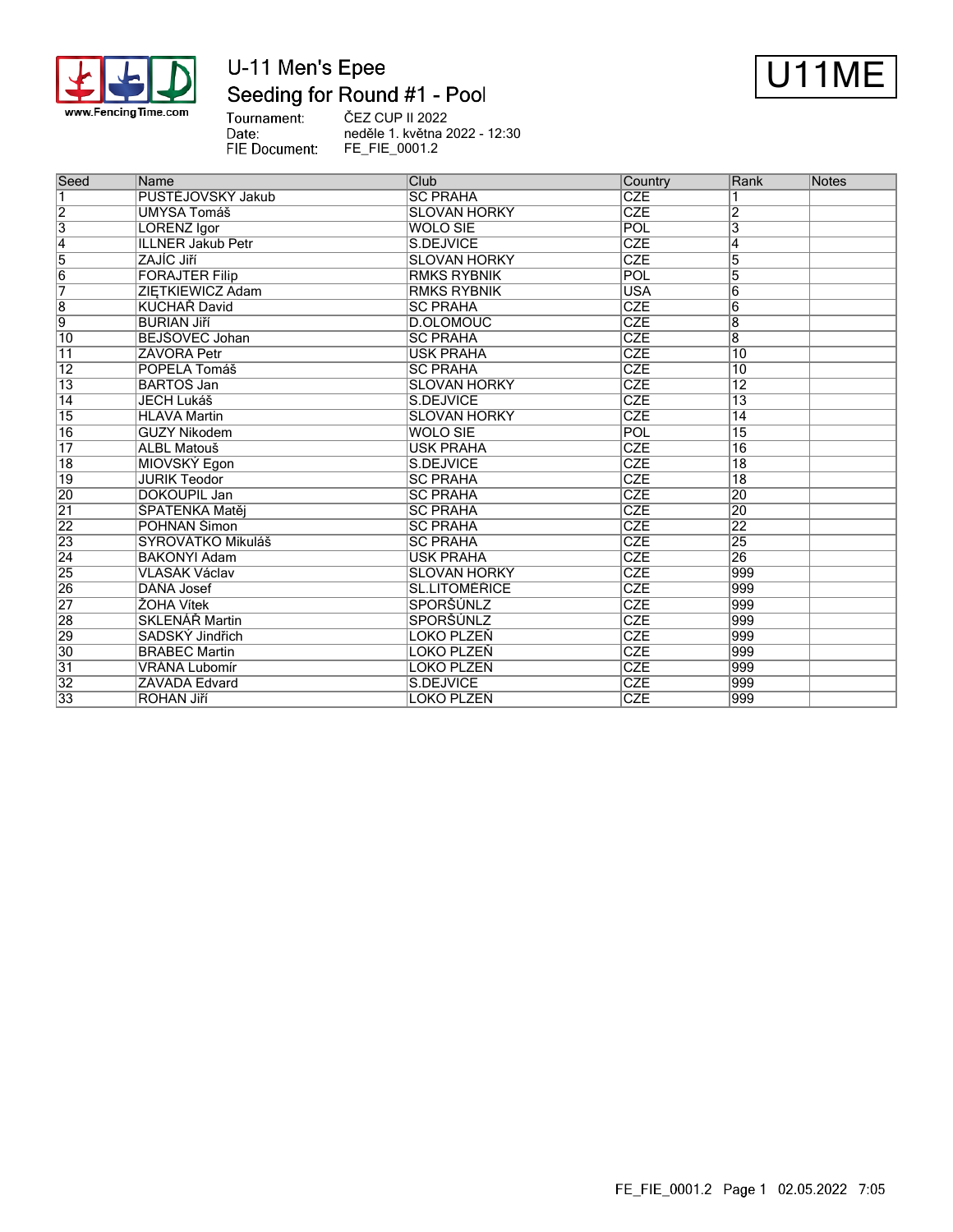# U-11 Men's Epee

## Seeding for Round #1 - Pool

**U11ME**

Tournament: ČEZ CUP II 2022
Date: neděle 1. května 2022 - 12:30
FIE Document: FE_FIE_0001.2

| Seed | Name | Club | Country | Rank | Notes |
|---|---|---|---|---|---|
| 1 | PUSTĚJOVSKÝ Jakub | SC PRAHA | CZE | 1 | |
| 2 | UMYSA Tomáš | SLOVAN HORKY | CZE | 2 | |
| 3 | LORENZ Igor | WOLO SIE | POL | 3 | |
| 4 | ILLNER Jakub Petr | S.DEJVICE | CZE | 4 | |
| 5 | ZAJÍC Jiří | SLOVAN HORKY | CZE | 5 | |
| 6 | FORAJTER Filip | RMKS RYBNIK | POL | 5 | |
| 7 | ZIĘTKIEWICZ Adam | RMKS RYBNIK | USA | 6 | |
| 8 | KUCHAŘ David | SC PRAHA | CZE | 6 | |
| 9 | BURIAN Jiří | D.OLOMOUC | CZE | 8 | |
| 10 | BEJŠOVEC Johan | SC PRAHA | CZE | 8 | |
| 11 | ZÁVORA Petr | USK PRAHA | CZE | 10 | |
| 12 | POPELA Tomáš | SC PRAHA | CZE | 10 | |
| 13 | BARTOŠ Jan | SLOVAN HORKY | CZE | 12 | |
| 14 | JECH Lukáš | S.DEJVICE | CZE | 13 | |
| 15 | HLAVA Martin | SLOVAN HORKY | CZE | 14 | |
| 16 | GUZY Nikodem | WOLO SIE | POL | 15 | |
| 17 | ALBL Matouš | USK PRAHA | CZE | 16 | |
| 18 | MIOVSKÝ Egon | S.DEJVICE | CZE | 18 | |
| 19 | JURIK Teodor | SC PRAHA | CZE | 18 | |
| 20 | DOKOUPIL Jan | SC PRAHA | CZE | 20 | |
| 21 | ŠPATENKA Matěj | SC PRAHA | CZE | 20 | |
| 22 | POHNAN Šimon | SC PRAHA | CZE | 22 | |
| 23 | SYROVÁTKO Mikuláš | SC PRAHA | CZE | 25 | |
| 24 | BAKONYI Adam | USK PRAHA | CZE | 26 | |
| 25 | VLASÁK Václav | SLOVAN HORKY | CZE | 999 | |
| 26 | DÁNA Josef | SL.LITOMĚRICE | CZE | 999 | |
| 27 | ŽOHA Vítek | SPORŠÚNLZ | CZE | 999 | |
| 28 | SKLENÁŘ Martin | SPORŠÚNLZ | CZE | 999 | |
| 29 | SADSKÝ Jindřich | LOKO PLZEŇ | CZE | 999 | |
| 30 | BRABEC Martin | LOKO PLZEŇ | CZE | 999 | |
| 31 | VRÁNA Lubomír | LOKO PLZEŇ | CZE | 999 | |
| 32 | ZÁVADA Edvard | S.DEJVICE | CZE | 999 | |
| 33 | ROHAN Jiří | LOKO PLZEŇ | CZE | 999 | |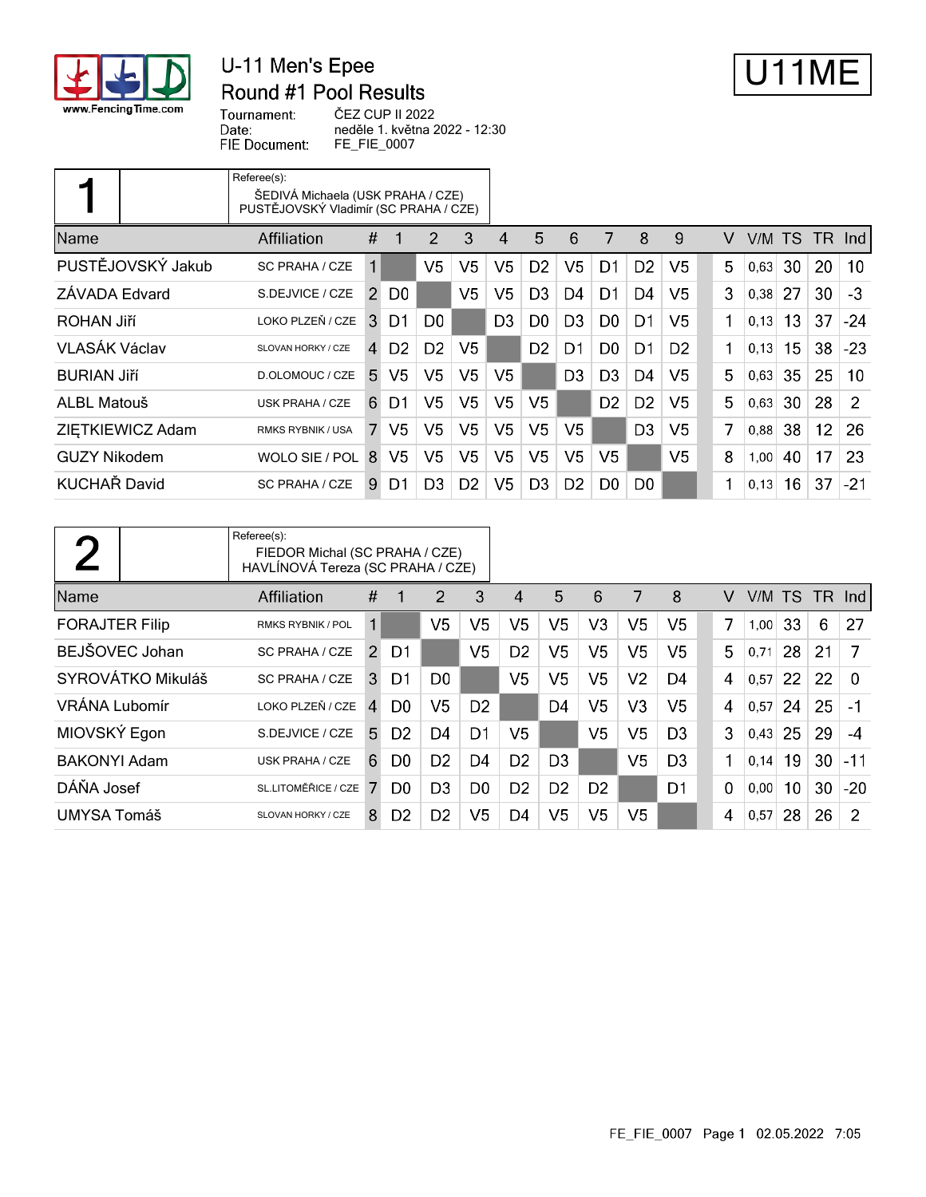# U-11 Men's Epee

## Round #1 Pool Results

**U11ME**

Tournament: ČEZ CUP II 2022
Date: neděle 1. května 2022 - 12:30
FIE Document: FE_FIE_0007

### 1

Referee(s):
ŠEDIVÁ Michaela (USK PRAHA / CZE)
PUSTĚJOVSKÝ Vladimír (SC PRAHA / CZE)

| Name | Affiliation | # | 1 | 2 | 3 | 4 | 5 | 6 | 7 | 8 | 9 | V | V/M | TS | TR | Ind |
|---|---|---|---|---|---|---|---|---|---|---|---|---|---|---|---|---|
| PUSTĚJOVSKÝ Jakub | SC PRAHA / CZE | 1 | | V5 | V5 | V5 | D2 | V5 | D1 | D2 | V5 | 5 | 0,63 | 30 | 20 | 10 |
| ZÁVADA Edvard | S.DEJVICE / CZE | 2 | D0 | | V5 | V5 | D3 | D4 | D1 | D4 | V5 | 3 | 0,38 | 27 | 30 | -3 |
| ROHAN Jiří | LOKO PLZEŇ / CZE | 3 | D1 | D0 | | D3 | D0 | D3 | D0 | D1 | V5 | 1 | 0,13 | 13 | 37 | -24 |
| VLASÁK Václav | SLOVAN HORKY / CZE | 4 | D2 | D2 | V5 | | D2 | D1 | D0 | D1 | D2 | 1 | 0,13 | 15 | 38 | -23 |
| BURIAN Jiří | D.OLOMOUC / CZE | 5 | V5 | V5 | V5 | V5 | | D3 | D3 | D4 | V5 | 5 | 0,63 | 35 | 25 | 10 |
| ALBL Matouš | USK PRAHA / CZE | 6 | D1 | V5 | V5 | V5 | V5 | | D2 | D2 | V5 | 5 | 0,63 | 30 | 28 | 2 |
| ZIĘTKIEWICZ Adam | RMKS RYBNIK / USA | 7 | V5 | V5 | V5 | V5 | V5 | V5 | | D3 | V5 | 7 | 0,88 | 38 | 12 | 26 |
| GUZY Nikodem | WOLO SIE / POL | 8 | V5 | V5 | V5 | V5 | V5 | V5 | V5 | | V5 | 8 | 1,00 | 40 | 17 | 23 |
| KUCHAŘ David | SC PRAHA / CZE | 9 | D1 | D3 | D2 | V5 | D3 | D2 | D0 | D0 | | 1 | 0,13 | 16 | 37 | -21 |

### 2

Referee(s):
FIEDOR Michal (SC PRAHA / CZE)
HAVLÍNOVÁ Tereza (SC PRAHA / CZE)

| Name | Affiliation | # | 1 | 2 | 3 | 4 | 5 | 6 | 7 | 8 | V | V/M | TS | TR | Ind |
|---|---|---|---|---|---|---|---|---|---|---|---|---|---|---|---|
| FORAJTER Filip | RMKS RYBNIK / POL | 1 | | V5 | V5 | V5 | V5 | V3 | V5 | V5 | 7 | 1,00 | 33 | 6 | 27 |
| BEJŠOVEC Johan | SC PRAHA / CZE | 2 | D1 | | V5 | D2 | V5 | V5 | V5 | V5 | 5 | 0,71 | 28 | 21 | 7 |
| SYROVÁTKO Mikuláš | SC PRAHA / CZE | 3 | D1 | D0 | | V5 | V5 | V5 | V2 | D4 | 4 | 0,57 | 22 | 22 | 0 |
| VRÁNA Lubomír | LOKO PLZEŇ / CZE | 4 | D0 | V5 | D2 | | D4 | V5 | V3 | V5 | 4 | 0,57 | 24 | 25 | -1 |
| MIOVSKÝ Egon | S.DEJVICE / CZE | 5 | D2 | D4 | D1 | V5 | | V5 | V5 | D3 | 3 | 0,43 | 25 | 29 | -4 |
| BAKONYI Adam | USK PRAHA / CZE | 6 | D0 | D2 | D4 | D2 | D3 | | V5 | D3 | 1 | 0,14 | 19 | 30 | -11 |
| DÁŇA Josef | SL.LITOMĚŘICE / CZE | 7 | D0 | D3 | D0 | D2 | D2 | D2 | | D1 | 0 | 0,00 | 10 | 30 | -20 |
| UMYSA Tomáš | SLOVAN HORKY / CZE | 8 | D2 | D2 | V5 | D4 | V5 | V5 | V5 | | 4 | 0,57 | 28 | 26 | 2 |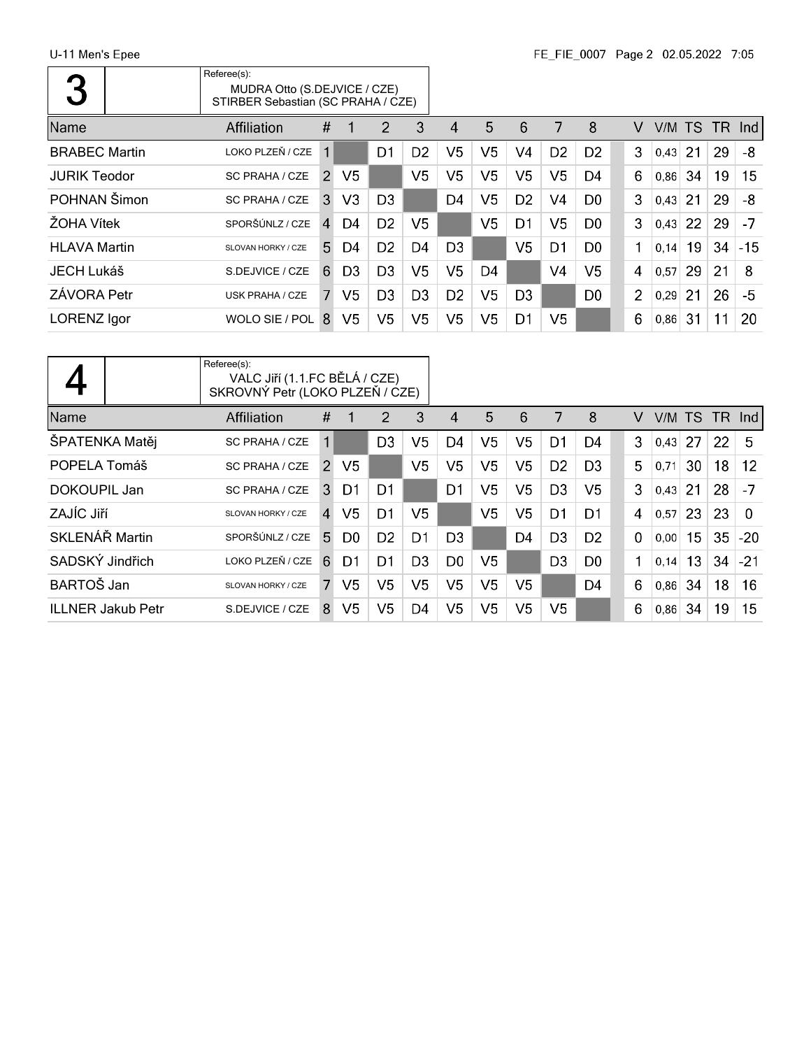## 3

Referee(s):
MUDRA Otto (S.DEJVICE / CZE)
STIRBER Sebastian (SC PRAHA / CZE)

| Name | Affiliation | # | 1 | 2 | 3 | 4 | 5 | 6 | 7 | 8 | | V | V/M | TS | TR | Ind |
|---|---|---|---|---|---|---|---|---|---|---|---|---|---|---|---|---|
| BRABEC Martin | LOKO PLZEŇ / CZE | 1 | | D1 | D2 | V5 | V5 | V4 | D2 | D2 | | 3 | 0,43 | 21 | 29 | -8 |
| JURIK Teodor | SC PRAHA / CZE | 2 | V5 | | V5 | V5 | V5 | V5 | V5 | D4 | | 6 | 0,86 | 34 | 19 | 15 |
| POHNAN Šimon | SC PRAHA / CZE | 3 | V3 | D3 | | D4 | V5 | D2 | V4 | D0 | | 3 | 0,43 | 21 | 29 | -8 |
| ŽOHA Vítek | SPORŠÚNLZ / CZE | 4 | D4 | D2 | V5 | | V5 | D1 | V5 | D0 | | 3 | 0,43 | 22 | 29 | -7 |
| HLAVA Martin | SLOVAN HORKY / CZE | 5 | D4 | D2 | D4 | D3 | | V5 | D1 | D0 | | 1 | 0,14 | 19 | 34 | -15 |
| JECH Lukáš | S.DEJVICE / CZE | 6 | D3 | D3 | V5 | V5 | D4 | | V4 | V5 | | 4 | 0,57 | 29 | 21 | 8 |
| ZÁVORA Petr | USK PRAHA / CZE | 7 | V5 | D3 | D3 | D2 | V5 | D3 | | D0 | | 2 | 0,29 | 21 | 26 | -5 |
| LORENZ Igor | WOLO SIE / POL | 8 | V5 | V5 | V5 | V5 | V5 | D1 | V5 | | | 6 | 0,86 | 31 | 11 | 20 |

## 4

Referee(s):
VALC Jiří (1.FC BĚLÁ / CZE)
SKROVNÝ Petr (LOKO PLZEŇ / CZE)

| Name | Affiliation | # | 1 | 2 | 3 | 4 | 5 | 6 | 7 | 8 | | V | V/M | TS | TR | Ind |
|---|---|---|---|---|---|---|---|---|---|---|---|---|---|---|---|---|
| ŠPATENKA Matěj | SC PRAHA / CZE | 1 | | D3 | V5 | D4 | V5 | V5 | D1 | D4 | | 3 | 0,43 | 27 | 22 | 5 |
| POPELA Tomáš | SC PRAHA / CZE | 2 | V5 | | V5 | V5 | V5 | V5 | D2 | D3 | | 5 | 0,71 | 30 | 18 | 12 |
| DOKOUPIL Jan | SC PRAHA / CZE | 3 | D1 | D1 | | D1 | V5 | V5 | D3 | V5 | | 3 | 0,43 | 21 | 28 | -7 |
| ZAJÍC Jiří | SLOVAN HORKY / CZE | 4 | V5 | D1 | V5 | | V5 | V5 | D1 | D1 | | 4 | 0,57 | 23 | 23 | 0 |
| SKLENÁŘ Martin | SPORŠÚNLZ / CZE | 5 | D0 | D2 | D1 | D3 | | D4 | D3 | D2 | | 0 | 0,00 | 15 | 35 | -20 |
| SADSKÝ Jindřich | LOKO PLZEŇ / CZE | 6 | D1 | D1 | D3 | D0 | V5 | | D3 | D0 | | 1 | 0,14 | 13 | 34 | -21 |
| BARTOŠ Jan | SLOVAN HORKY / CZE | 7 | V5 | V5 | V5 | V5 | V5 | V5 | | D4 | | 6 | 0,86 | 34 | 18 | 16 |
| ILLNER Jakub Petr | S.DEJVICE / CZE | 8 | V5 | V5 | D4 | V5 | V5 | V5 | V5 | | | 6 | 0,86 | 34 | 19 | 15 |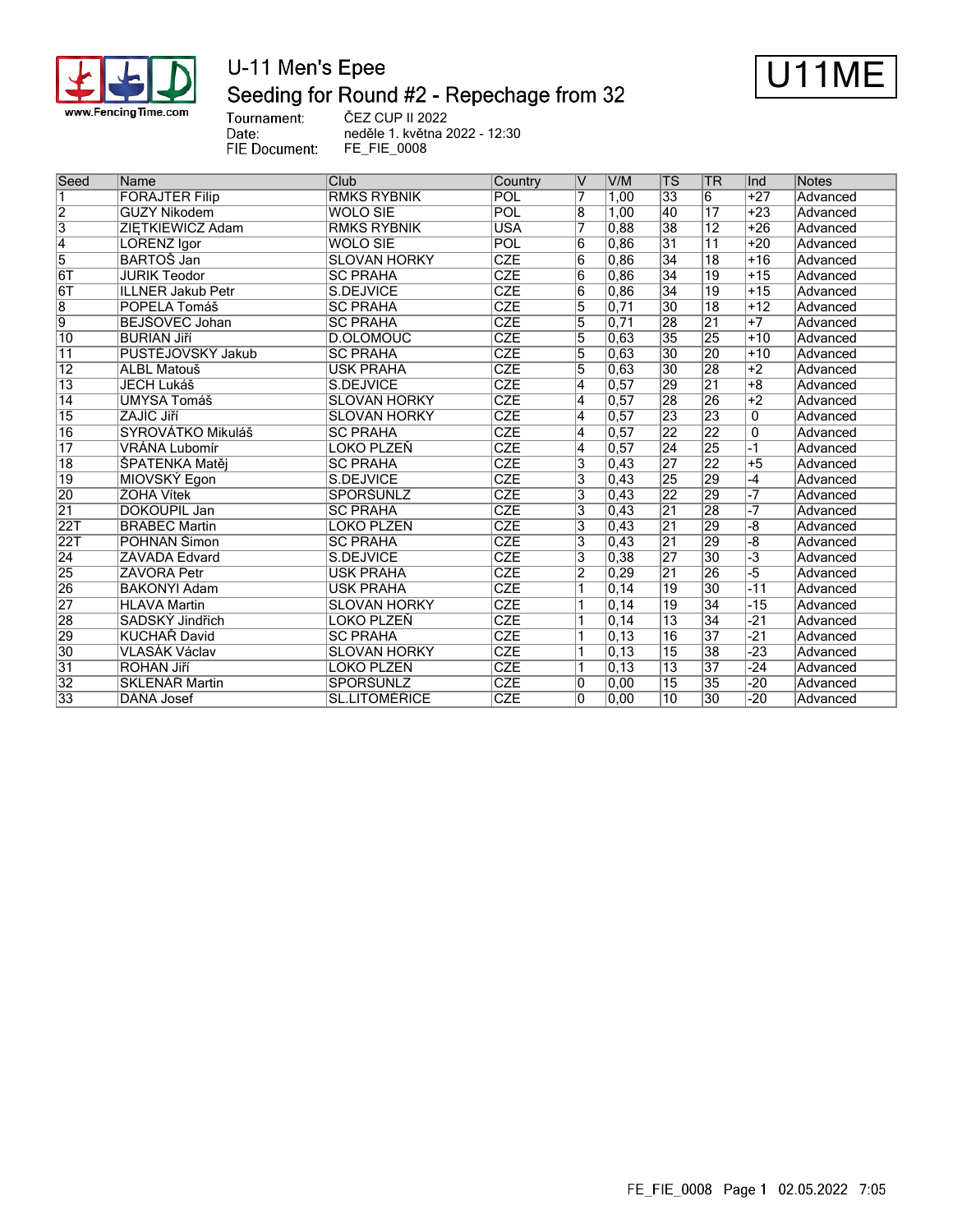# U-11 Men's Epee

## Seeding for Round #2 - Repechage from 32

U11ME

Tournament: ČEZ CUP II 2022
Date: neděle 1. května 2022 - 12:30
FIE Document: FE_FIE_0008

| Seed | Name | Club | Country | V | V/M | TS | TR | Ind | Notes |
|---|---|---|---|---|---|---|---|---|---|
| 1 | FORAJTER Filip | RMKS RYBNIK | POL | 7 | 1,00 | 33 | 6 | +27 | Advanced |
| 2 | GUZY Nikodem | WOLO SIE | POL | 8 | 1,00 | 40 | 17 | +23 | Advanced |
| 3 | ZIĘTKIEWICZ Adam | RMKS RYBNIK | USA | 7 | 0,88 | 38 | 12 | +26 | Advanced |
| 4 | LORENZ Igor | WOLO SIE | POL | 6 | 0,86 | 31 | 11 | +20 | Advanced |
| 5 | BARTOŠ Jan | SLOVAN HORKY | CZE | 6 | 0,86 | 34 | 18 | +16 | Advanced |
| 6T | JURIK Teodor | SC PRAHA | CZE | 6 | 0,86 | 34 | 19 | +15 | Advanced |
| 6T | ILLNER Jakub Petr | S.DEJVICE | CZE | 6 | 0,86 | 34 | 19 | +15 | Advanced |
| 8 | POPELA Tomáš | SC PRAHA | CZE | 5 | 0,71 | 30 | 18 | +12 | Advanced |
| 9 | BEJŠOVEC Johan | SC PRAHA | CZE | 5 | 0,71 | 28 | 21 | +7 | Advanced |
| 10 | BURIAN Jiří | D.OLOMOUC | CZE | 5 | 0,63 | 35 | 25 | +10 | Advanced |
| 11 | PUSTĚJOVSKÝ Jakub | SC PRAHA | CZE | 5 | 0,63 | 30 | 20 | +10 | Advanced |
| 12 | ALBL Matouš | USK PRAHA | CZE | 5 | 0,63 | 30 | 28 | +2 | Advanced |
| 13 | JECH Lukáš | S.DEJVICE | CZE | 4 | 0,57 | 29 | 21 | +8 | Advanced |
| 14 | UMYSA Tomáš | SLOVAN HORKY | CZE | 4 | 0,57 | 28 | 26 | +2 | Advanced |
| 15 | ZAJÍC Jiří | SLOVAN HORKY | CZE | 4 | 0,57 | 23 | 23 | 0 | Advanced |
| 16 | SYROVÁTKO Mikuláš | SC PRAHA | CZE | 4 | 0,57 | 22 | 22 | 0 | Advanced |
| 17 | VRÁNA Lubomír | LOKO PLZEŇ | CZE | 4 | 0,57 | 24 | 25 | -1 | Advanced |
| 18 | ŠPATENKA Matěj | SC PRAHA | CZE | 3 | 0,43 | 27 | 22 | +5 | Advanced |
| 19 | MIOVSKÝ Egon | S.DEJVICE | CZE | 3 | 0,43 | 25 | 29 | -4 | Advanced |
| 20 | ŽOHA Vítek | SPORŠUNLZ | CZE | 3 | 0,43 | 22 | 29 | -7 | Advanced |
| 21 | DOKOUPIL Jan | SC PRAHA | CZE | 3 | 0,43 | 21 | 28 | -7 | Advanced |
| 22T | BRABEC Martin | LOKO PLZEŇ | CZE | 3 | 0,43 | 21 | 29 | -8 | Advanced |
| 22T | POHNAN Šimon | SC PRAHA | CZE | 3 | 0,43 | 21 | 29 | -8 | Advanced |
| 24 | ZÁVADA Edvard | S.DEJVICE | CZE | 3 | 0,38 | 27 | 30 | -3 | Advanced |
| 25 | ZÁVORA Petr | USK PRAHA | CZE | 2 | 0,29 | 21 | 26 | -5 | Advanced |
| 26 | BAKONYI Adam | USK PRAHA | CZE | 1 | 0,14 | 19 | 30 | -11 | Advanced |
| 27 | HLAVA Martin | SLOVAN HORKY | CZE | 1 | 0,14 | 19 | 34 | -15 | Advanced |
| 28 | SADSKÝ Jindřich | LOKO PLZEŇ | CZE | 1 | 0,14 | 13 | 34 | -21 | Advanced |
| 29 | KUCHAŘ David | SC PRAHA | CZE | 1 | 0,13 | 16 | 37 | -21 | Advanced |
| 30 | VLASÁK Václav | SLOVAN HORKY | CZE | 1 | 0,13 | 15 | 38 | -23 | Advanced |
| 31 | ROHAN Jiří | LOKO PLZEŇ | CZE | 1 | 0,13 | 13 | 37 | -24 | Advanced |
| 32 | SKLENÁŘ Martin | SPORŠUNLZ | CZE | 0 | 0,00 | 15 | 35 | -20 | Advanced |
| 33 | DÁŇA Josef | SL.LITOMĚŘICE | CZE | 0 | 0,00 | 10 | 30 | -20 | Advanced |

FE_FIE_0008 Page 1 02.05.2022 7:05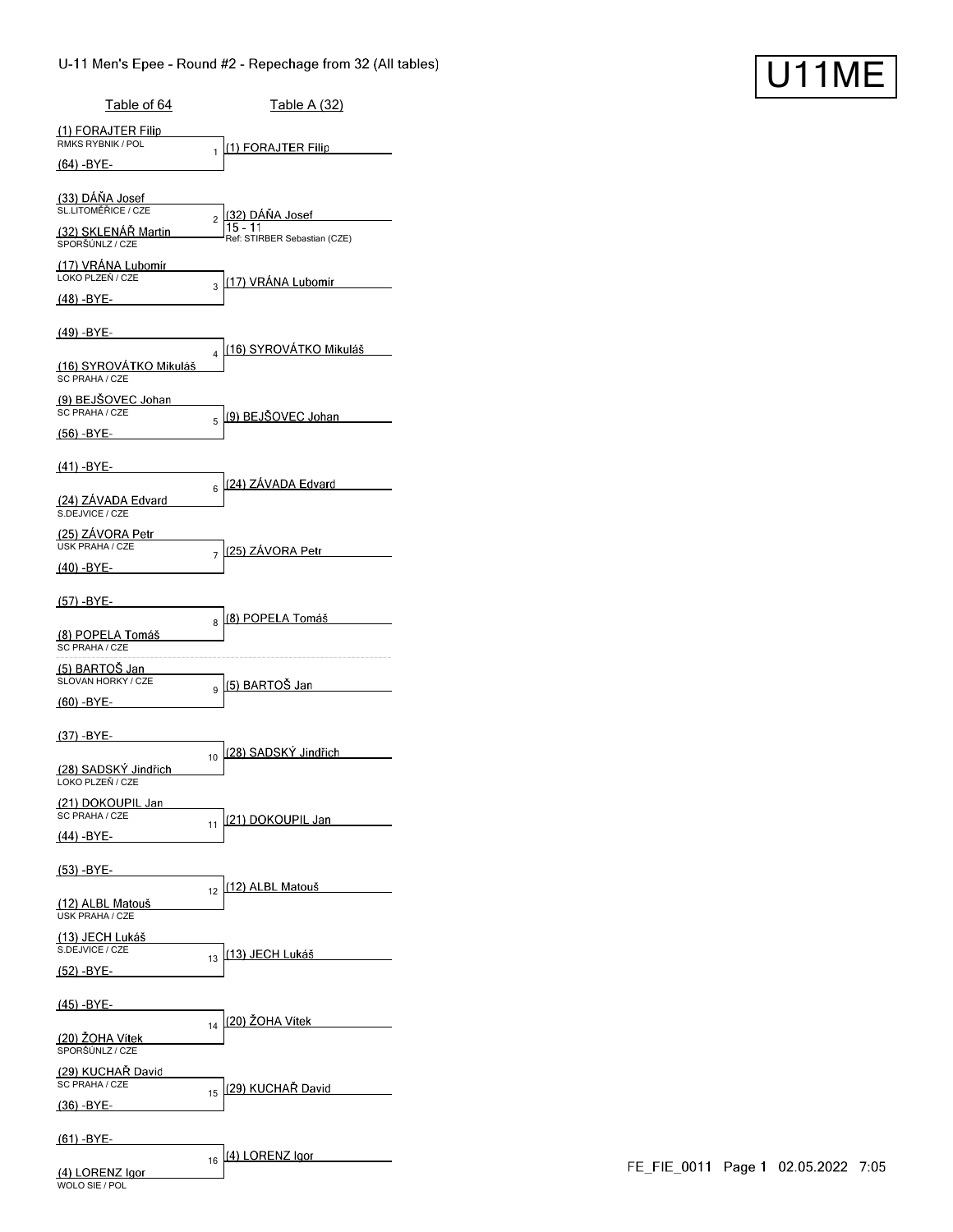# U-11 Men's Epee - Round #2 - Repechage from 32 (All tables)

**U11ME**

| Table of 64 | # | Table A (32) |
|---|---|---|
| (1) FORAJTER Filip<br>RMKS RYBNIK / POL<br>(64) -BYE- | 1 | (1) FORAJTER Filip |
| (33) DÁŇA Josef<br>SL.LITOMĚŘICE / CZE<br>(32) SKLENÁŘ Martin<br>SPORŠÚNLZ / CZE | 2 | (32) DÁŇA Josef<br>15 - 11<br>Ref: STIRBER Sebastian (CZE) |
| (17) VRÁNA Lubomír<br>LOKO PLZEŇ / CZE<br>(48) -BYE- | 3 | (17) VRÁNA Lubomír |
| (49) -BYE-<br>(16) SYROVÁTKO Mikuláš<br>SC PRAHA / CZE | 4 | (16) SYROVÁTKO Mikuláš |
| (9) BEJŠOVEC Johan<br>SC PRAHA / CZE<br>(56) -BYE- | 5 | (9) BEJŠOVEC Johan |
| (41) -BYE-<br>(24) ZÁVADA Edvard<br>S.DEJVICE / CZE | 6 | (24) ZÁVADA Edvard |
| (25) ZÁVORA Petr<br>USK PRAHA / CZE<br>(40) -BYE- | 7 | (25) ZÁVORA Petr |
| (57) -BYE-<br>(8) POPELA Tomáš<br>SC PRAHA / CZE | 8 | (8) POPELA Tomáš |
| (5) BARTOŠ Jan<br>SLOVAN HORKY / CZE<br>(60) -BYE- | 9 | (5) BARTOŠ Jan |
| (37) -BYE-<br>(28) SADSKÝ Jindřich<br>LOKO PLZEŇ / CZE | 10 | (28) SADSKÝ Jindřich |
| (21) DOKOUPIL Jan<br>SC PRAHA / CZE<br>(44) -BYE- | 11 | (21) DOKOUPIL Jan |
| (53) -BYE-<br>(12) ALBL Matouš<br>USK PRAHA / CZE | 12 | (12) ALBL Matouš |
| (13) JECH Lukáš<br>S.DEJVICE / CZE<br>(52) -BYE- | 13 | (13) JECH Lukáš |
| (45) -BYE-<br>(20) ŽOHA Vítek<br>SPORŠÚNLZ / CZE | 14 | (20) ŽOHA Vítek |
| (29) KUCHAŘ David<br>SC PRAHA / CZE<br>(36) -BYE- | 15 | (29) KUCHAŘ David |
| (61) -BYE-<br>(4) LORENZ Igor<br>WOLO SIE / POL | 16 | (4) LORENZ Igor |

FE_FIE_0011 Page 1 02.05.2022 7:05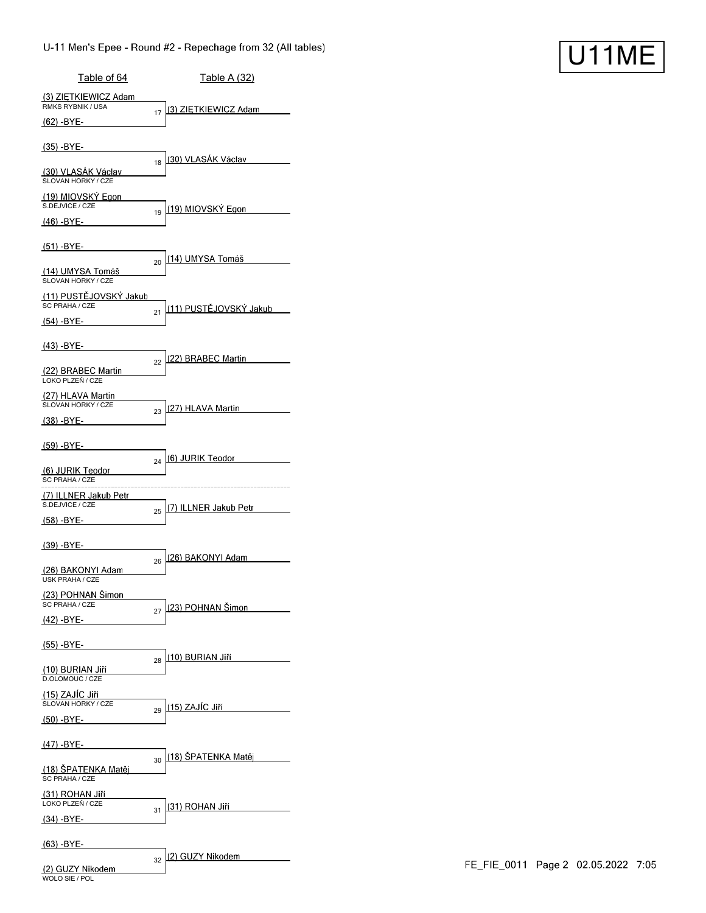U-11 Men's Epee - Round #2 - Repechage from 32 (All tables)

U11ME

| Table of 64 | Bout | Table A (32) |
|---|---|---|
| (3) ZIĘTKIEWICZ Adam (RMKS RYBNIK / USA) vs (62) -BYE- | 17 | (3) ZIĘTKIEWICZ Adam |
| (35) -BYE- vs (30) VLASÁK Václav (SLOVAN HORKY / CZE) | 18 | (30) VLASÁK Václav |
| (19) MIOVSKÝ Egon (S.DEJVICE / CZE) vs (46) -BYE- | 19 | (19) MIOVSKÝ Egon |
| (51) -BYE- vs (14) UMYSA Tomáš (SLOVAN HORKY / CZE) | 20 | (14) UMYSA Tomáš |
| (11) PUSTĚJOVSKÝ Jakub (SC PRAHA / CZE) vs (54) -BYE- | 21 | (11) PUSTĚJOVSKÝ Jakub |
| (43) -BYE- vs (22) BRABEC Martin (LOKO PLZEŇ / CZE) | 22 | (22) BRABEC Martin |
| (27) HLAVA Martin (SLOVAN HORKY / CZE) vs (38) -BYE- | 23 | (27) HLAVA Martin |
| (59) -BYE- vs (6) JURIK Teodor (SC PRAHA / CZE) | 24 | (6) JURIK Teodor |
| (7) ILLNER Jakub Petr (S.DEJVICE / CZE) vs (58) -BYE- | 25 | (7) ILLNER Jakub Petr |
| (39) -BYE- vs (26) BAKONYI Adam (USK PRAHA / CZE) | 26 | (26) BAKONYI Adam |
| (23) POHNAN Šimon (SC PRAHA / CZE) vs (42) -BYE- | 27 | (23) POHNAN Šimon |
| (55) -BYE- vs (10) BURIAN Jiří (D.OLOMOUC / CZE) | 28 | (10) BURIAN Jiří |
| (15) ZAJÍC Jiří (SLOVAN HORKY / CZE) vs (50) -BYE- | 29 | (15) ZAJÍC Jiří |
| (47) -BYE- vs (18) ŠPATENKA Matěj (SC PRAHA / CZE) | 30 | (18) ŠPATENKA Matěj |
| (31) ROHAN Jiří (LOKO PLZEŇ / CZE) vs (34) -BYE- | 31 | (31) ROHAN Jiří |
| (63) -BYE- vs (2) GUZY Nikodem (WOLO SIE / POL) | 32 | (2) GUZY Nikodem |

FE_FIE_0011 Page 2 02.05.2022 7:05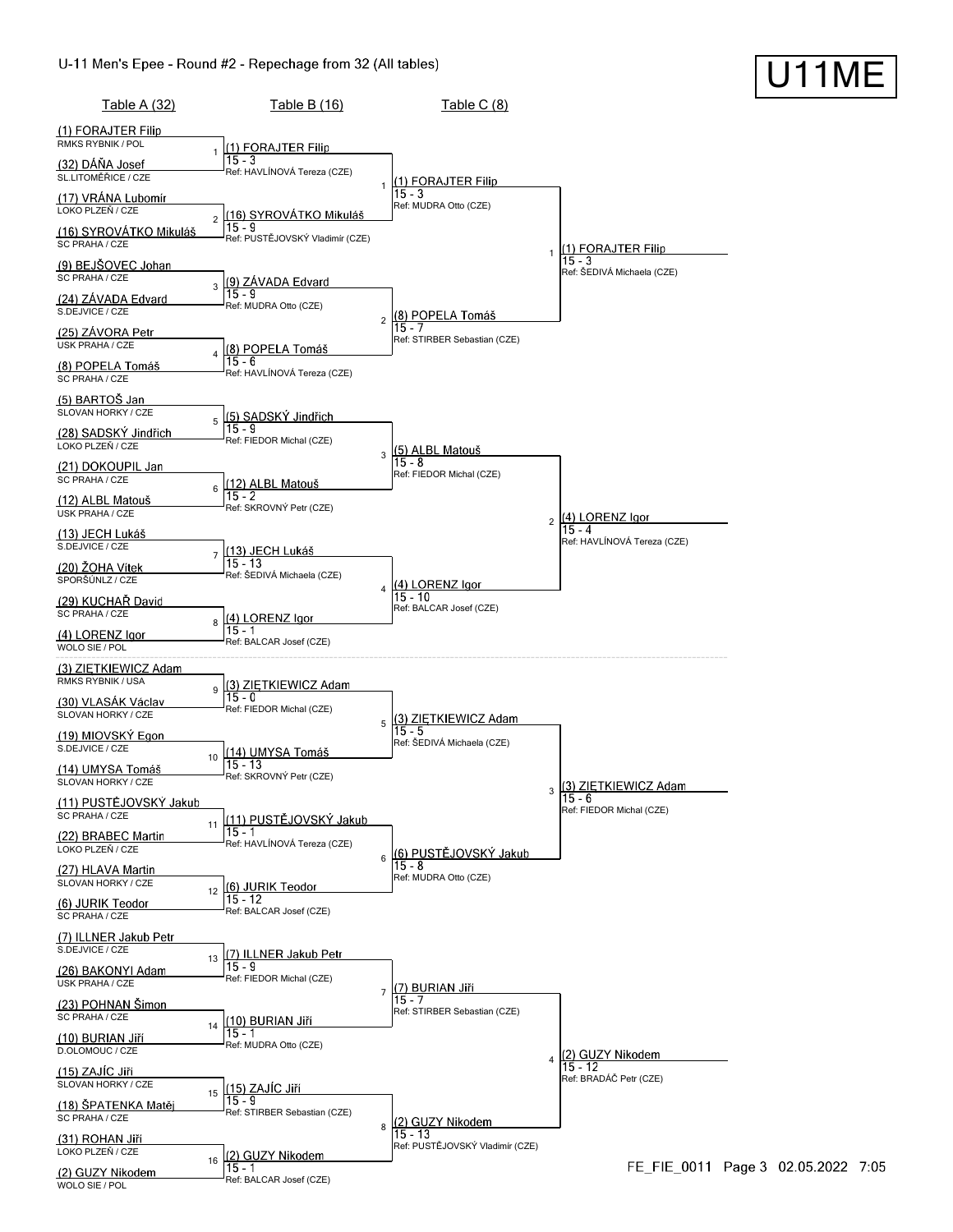# U-11 Men's Epee - Round #2 - Repechage from 32 (All tables)

**U11ME**

## Table A (32)

| Bout | Fencer | Club |
|---|---|---|
| 1 | (1) FORAJTER Filip | RMKS RYBNIK / POL |
| 1 | (32) DÁŇA Josef | SL.LITOMĚŘICE / CZE |
| 2 | (17) VRÁNA Lubomír | LOKO PLZEŇ / CZE |
| 2 | (16) SYROVÁTKO Mikuláš | SC PRAHA / CZE |
| 3 | (9) BEJŠOVEC Johan | SC PRAHA / CZE |
| 3 | (24) ZÁVADA Edvard | S.DEJVICE / CZE |
| 4 | (25) ZÁVORA Petr | USK PRAHA / CZE |
| 4 | (8) POPELA Tomáš | SC PRAHA / CZE |
| 5 | (5) BARTOŠ Jan | SLOVAN HORKY / CZE |
| 5 | (28) SADSKÝ Jindřich | LOKO PLZEŇ / CZE |
| 6 | (21) DOKOUPIL Jan | SC PRAHA / CZE |
| 6 | (12) ALBL Matouš | USK PRAHA / CZE |
| 7 | (13) JECH Lukáš | S.DEJVICE / CZE |
| 7 | (20) ŽOHA Vítek | SPORŠÚNLZ / CZE |
| 8 | (29) KUCHAŘ David | SC PRAHA / CZE |
| 8 | (4) LORENZ Igor | WOLO SIE / POL |
| 9 | (3) ZIĘTKIEWICZ Adam | RMKS RYBNIK / USA |
| 9 | (30) VLASÁK Václav | SLOVAN HORKY / CZE |
| 10 | (19) MIOVSKÝ Egon | S.DEJVICE / CZE |
| 10 | (14) UMYSA Tomáš | SLOVAN HORKY / CZE |
| 11 | (11) PUSTĚJOVSKÝ Jakub | SC PRAHA / CZE |
| 11 | (22) BRABEC Martin | LOKO PLZEŇ / CZE |
| 12 | (27) HLAVA Martin | SLOVAN HORKY / CZE |
| 12 | (6) JURIK Teodor | SC PRAHA / CZE |
| 13 | (7) ILLNER Jakub Petr | S.DEJVICE / CZE |
| 13 | (26) BAKONYI Adam | USK PRAHA / CZE |
| 14 | (23) POHNAN Šimon | SC PRAHA / CZE |
| 14 | (10) BURIAN Jiří | D.OLOMOUC / CZE |
| 15 | (15) ZAJÍC Jiři | SLOVAN HORKY / CZE |
| 15 | (18) ŠPATENKA Matěj | SC PRAHA / CZE |
| 16 | (31) ROHAN Jiři | LOKO PLZEŇ / CZE |
| 16 | (2) GUZY Nikodem | WOLO SIE / POL |

## Table B (16)

| Bout | Winner | Score | Referee |
|---|---|---|---|
| 1 | (1) FORAJTER Filip | 15 - 3 | HAVLÍNOVÁ Tereza (CZE) |
| 2 | (16) SYROVÁTKO Mikuláš | 15 - 9 | PUSTĚJOVSKÝ Vladimír (CZE) |
| 3 | (9) ZÁVADA Edvard | 15 - 9 | MUDRA Otto (CZE) |
| 4 | (8) POPELA Tomáš | 15 - 6 | HAVLÍNOVÁ Tereza (CZE) |
| 5 | (5) SADSKÝ Jindřich | 15 - 9 | FIEDOR Michal (CZE) |
| 6 | (12) ALBL Matouš | 15 - 2 | SKROVNÝ Petr (CZE) |
| 7 | (13) JECH Lukáš | 15 - 13 | ŠEDIVÁ Michaela (CZE) |
| 8 | (4) LORENZ Igor | 15 - 1 | BALCAR Josef (CZE) |
| 9 | (3) ZIĘTKIEWICZ Adam | 15 - 0 | FIEDOR Michal (CZE) |
| 10 | (14) UMYSA Tomáš | 15 - 13 | SKROVNÝ Petr (CZE) |
| 11 | (11) PUSTĚJOVSKÝ Jakub | 15 - 1 | HAVLÍNOVÁ Tereza (CZE) |
| 12 | (6) JURIK Teodor | 15 - 12 | BALCAR Josef (CZE) |
| 13 | (7) ILLNER Jakub Petr | 15 - 9 | FIEDOR Michal (CZE) |
| 14 | (10) BURIAN Jiří | 15 - 1 | MUDRA Otto (CZE) |
| 15 | (15) ZAJÍC Jiři | 15 - 9 | STIRBER Sebastian (CZE) |
| 16 | (2) GUZY Nikodem | 15 - 1 | BALCAR Josef (CZE) |

## Table C (8)

| Bout | Winner | Score | Referee |
|---|---|---|---|
| 1 | (1) FORAJTER Filip | 15 - 3 | MUDRA Otto (CZE) |
| 2 | (8) POPELA Tomáš | 15 - 7 | STIRBER Sebastian (CZE) |
| 3 | (5) ALBL Matouš | 15 - 8 | FIEDOR Michal (CZE) |
| 4 | (4) LORENZ Igor | 15 - 10 | BALCAR Josef (CZE) |
| 5 | (3) ZIĘTKIEWICZ Adam | 15 - 5 | ŠEDIVÁ Michaela (CZE) |
| 6 | (6) PUSTĚJOVSKÝ Jakub | 15 - 8 | MUDRA Otto (CZE) |
| 7 | (7) BURIAN Jiří | 15 - 7 | STIRBER Sebastian (CZE) |
| 8 | (2) GUZY Nikodem | 15 - 13 | PUSTĚJOVSKÝ Vladimír (CZE) |

## Winners

| Bout | Winner | Score | Referee |
|---|---|---|---|
| 1 | (1) FORAJTER Filip | 15 - 3 | ŠEDIVÁ Michaela (CZE) |
| 2 | (4) LORENZ Igor | 15 - 4 | HAVLÍNOVÁ Tereza (CZE) |
| 3 | (3) ZIĘTKIEWICZ Adam | 15 - 6 | FIEDOR Michal (CZE) |
| 4 | (2) GUZY Nikodem | 15 - 12 | BRADÁČ Petr (CZE) |

FE_FIE_0011 Page 3 02.05.2022 7:05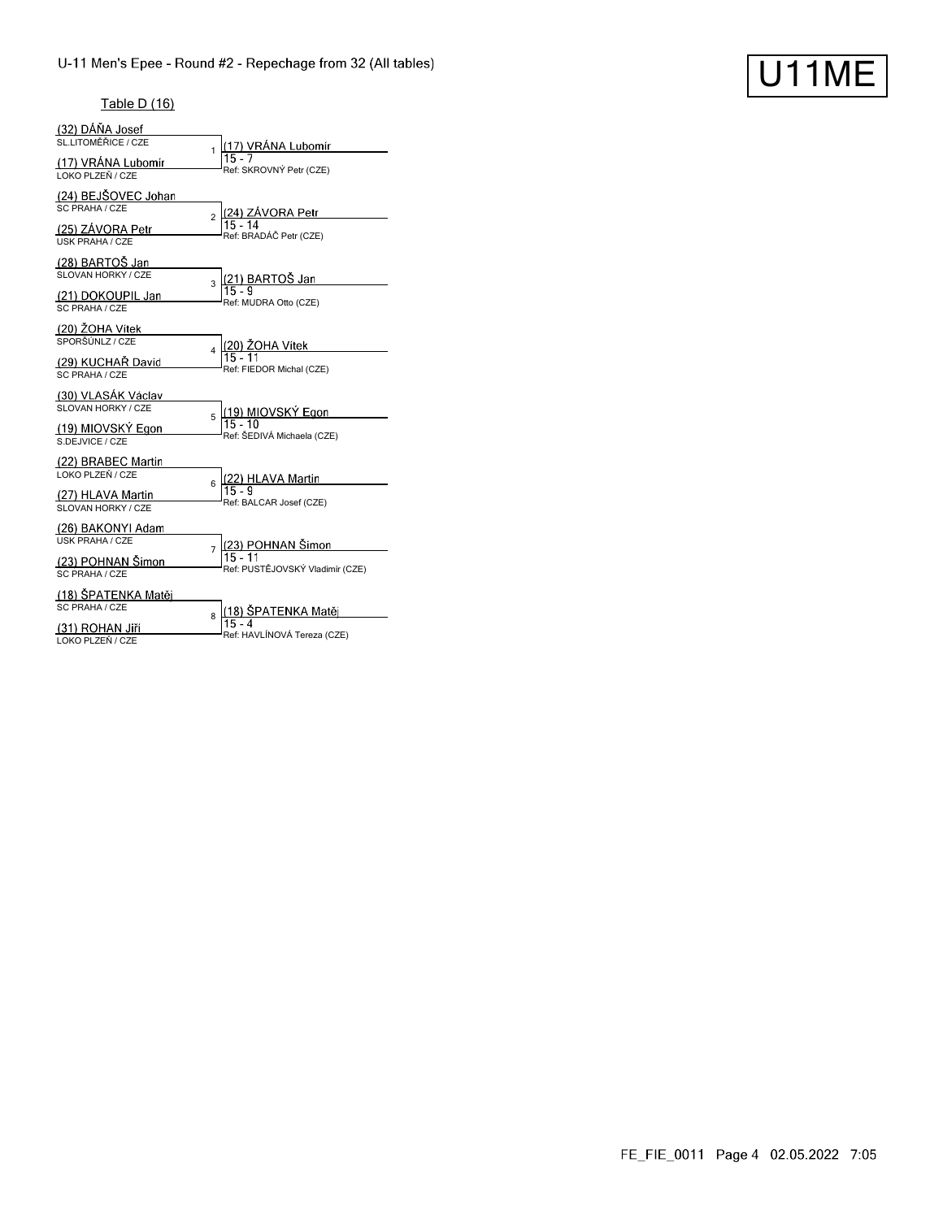U-11 Men's Epee - Round #2 - Repechage from 32 (All tables)

# U11ME

Table D (16)

| No. | Fencer 1 | Fencer 2 | Winner | Score | Referee |
|---|---|---|---|---|---|
| 1 | (32) DÁŇA Josef<br>SL.LITOMĚŘICE / CZE | (17) VRÁNA Lubomír<br>LOKO PLZEŇ / CZE | (17) VRÁNA Lubomír | 15 - 7 | Ref: SKROVNÝ Petr (CZE) |
| 2 | (24) BEJŠOVEC Johan<br>SC PRAHA / CZE | (25) ZÁVORA Petr<br>USK PRAHA / CZE | (24) ZÁVORA Petr | 15 - 14 | Ref: BRADÁČ Petr (CZE) |
| 3 | (28) BARTOŠ Jan<br>SLOVAN HORKY / CZE | (21) DOKOUPIL Jan<br>SC PRAHA / CZE | (21) BARTOŠ Jan | 15 - 9 | Ref: MUDRA Otto (CZE) |
| 4 | (20) ŽOHA Vítek<br>SPORŠÚNLZ / CZE | (29) KUCHAŘ David<br>SC PRAHA / CZE | (20) ŽOHA Vítek | 15 - 11 | Ref: FIEDOR Michal (CZE) |
| 5 | (30) VLASÁK Václav<br>SLOVAN HORKY / CZE | (19) MIOVSKÝ Egon<br>S.DEJVICE / CZE | (19) MIOVSKÝ Egon | 15 - 10 | Ref: ŠEDIVÁ Michaela (CZE) |
| 6 | (22) BRABEC Martin<br>LOKO PLZEŇ / CZE | (27) HLAVA Martin<br>SLOVAN HORKY / CZE | (22) HLAVA Martin | 15 - 9 | Ref: BALCAR Josef (CZE) |
| 7 | (26) BAKONYI Adam<br>USK PRAHA / CZE | (23) POHNAN Šimon<br>SC PRAHA / CZE | (23) POHNAN Šimon | 15 - 11 | Ref: PUSTĚJOVSKÝ Vladimír (CZE) |
| 8 | (18) ŠPATENKA Matěj<br>SC PRAHA / CZE | (31) ROHAN Jiří<br>LOKO PLZEŇ / CZE | (18) ŠPATENKA Matěj | 15 - 4 | Ref: HAVLÍNOVÁ Tereza (CZE) |

FE_FIE_0011 Page 4 02.05.2022 7:05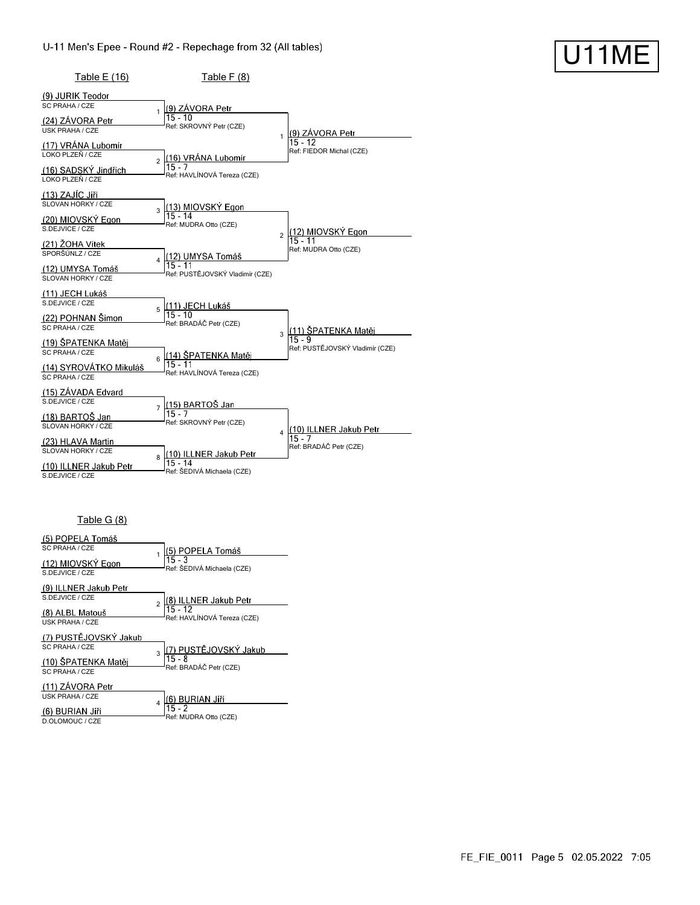## U-11 Men's Epee - Round #2 - Repechage from 32 (All tables)

**U11ME**

### Table E (16) → Table F (8)

| Bout | Table E (16) | Club | Table F (8) | Score | Referee |
|---|---|---|---|---|---|
| 1 | (9) JURIK Teodor | SC PRAHA / CZE | (9) ZÁVORA Petr | 15 - 10 | Ref: SKROVNÝ Petr (CZE) |
| | (24) ZÁVORA Petr | USK PRAHA / CZE | | | |
| 2 | (17) VRÁNA Lubomír | LOKO PLZEŇ / CZE | (16) VRÁNA Lubomír | 15 - 7 | Ref: HAVLÍNOVÁ Tereza (CZE) |
| | (16) SADSKÝ Jindřich | LOKO PLZEŇ / CZE | | | |
| 3 | (13) ZAJÍC Jiří | SLOVAN HORKY / CZE | (13) MIOVSKÝ Egon | 15 - 14 | Ref: MUDRA Otto (CZE) |
| | (20) MIOVSKÝ Egon | S.DEJVICE / CZE | | | |
| 4 | (21) ŽOHA Vítek | SPORŠÚNLZ / CZE | (12) UMYSA Tomáš | 15 - 11 | Ref: PUSTĚJOVSKÝ Vladimír (CZE) |
| | (12) UMYSA Tomáš | SLOVAN HORKY / CZE | | | |
| 5 | (11) JECH Lukáš | S.DEJVICE / CZE | (11) JECH Lukáš | 15 - 10 | Ref: BRADÁČ Petr (CZE) |
| | (22) POHNAN Šimon | SC PRAHA / CZE | | | |
| 6 | (19) ŠPATENKA Matěj | SC PRAHA / CZE | (14) ŠPATENKA Matěj | 15 - 11 | Ref: HAVLÍNOVÁ Tereza (CZE) |
| | (14) SYROVÁTKO Mikuláš | SC PRAHA / CZE | | | |
| 7 | (15) ZÁVADA Edvard | S.DEJVICE / CZE | (15) BARTOŠ Jan | 15 - 7 | Ref: SKROVNÝ Petr (CZE) |
| | (18) BARTOŠ Jan | SLOVAN HORKY / CZE | | | |
| 8 | (23) HLAVA Martin | SLOVAN HORKY / CZE | (10) ILLNER Jakub Petr | 15 - 14 | Ref: ŠEDIVÁ Michaela (CZE) |
| | (10) ILLNER Jakub Petr | S.DEJVICE / CZE | | | |

### Table F (8) results

| Bout | Winner | Score | Referee |
|---|---|---|---|
| 1 | (9) ZÁVORA Petr | 15 - 12 | Ref: FIEDOR Michal (CZE) |
| 2 | (12) MIOVSKÝ Egon | 15 - 11 | Ref: MUDRA Otto (CZE) |
| 3 | (11) ŠPATENKA Matěj | 15 - 9 | Ref: PUSTĚJOVSKÝ Vladimír (CZE) |
| 4 | (10) ILLNER Jakub Petr | 15 - 7 | Ref: BRADÁČ Petr (CZE) |

### Table G (8)

| Bout | Fencer | Club | Winner | Score | Referee |
|---|---|---|---|---|---|
| 1 | (5) POPELA Tomáš | SC PRAHA / CZE | (5) POPELA Tomáš | 15 - 3 | Ref: ŠEDIVÁ Michaela (CZE) |
| | (12) MIOVSKÝ Egon | S.DEJVICE / CZE | | | |
| 2 | (9) ILLNER Jakub Petr | S.DEJVICE / CZE | (8) ILLNER Jakub Petr | 15 - 12 | Ref: HAVLÍNOVÁ Tereza (CZE) |
| | (8) ALBL Matouš | USK PRAHA / CZE | | | |
| 3 | (7) PUSTĚJOVSKÝ Jakub | SC PRAHA / CZE | (7) PUSTĚJOVSKÝ Jakub | 15 - 8 | Ref: BRADÁČ Petr (CZE) |
| | (10) ŠPATENKA Matěj | SC PRAHA / CZE | | | |
| 4 | (11) ZÁVORA Petr | USK PRAHA / CZE | (6) BURIAN Jiří | 15 - 2 | Ref: MUDRA Otto (CZE) |
| | (6) BURIAN Jiří | D.OLOMOUC / CZE | | | |

FE_FIE_0011 Page 5 02.05.2022 7:05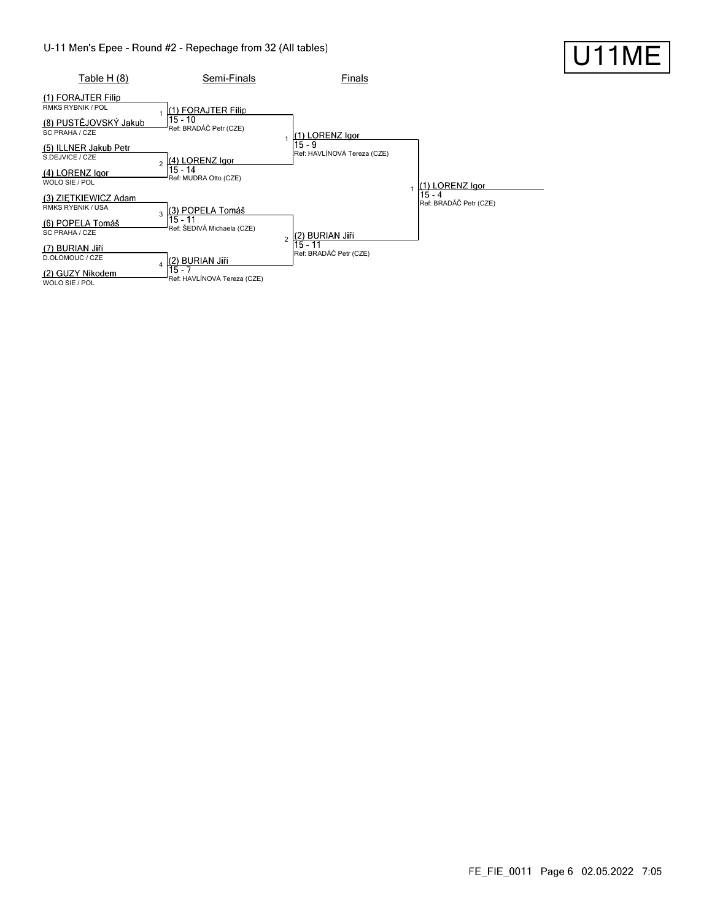# U-11 Men's Epee - Round #2 - Repechage from 32 (All tables)

U11ME

| Table H (8) | Semi-Finals | Finals | |
|---|---|---|---|
| (1) FORAJTER Filip<br>RMKS RYBNIK / POL | | | |
| | 1 (1) FORAJTER Filip<br>15 - 10<br>Ref: BRADÁČ Petr (CZE) | | |
| (8) PUSTĚJOVSKÝ Jakub<br>SC PRAHA / CZE | | | |
| | | 1 (1) LORENZ Igor<br>15 - 9<br>Ref: HAVLÍNOVÁ Tereza (CZE) | |
| (5) ILLNER Jakub Petr<br>S.DEJVICE / CZE | | | |
| | 2 (4) LORENZ Igor<br>15 - 14<br>Ref: MUDRA Otto (CZE) | | |
| (4) LORENZ Igor<br>WOLO SIE / POL | | | |
| | | | 1 (1) LORENZ Igor<br>15 - 4<br>Ref: BRADÁČ Petr (CZE) |
| (3) ZIĘTKIEWICZ Adam<br>RMKS RYBNIK / USA | | | |
| | 3 (3) POPELA Tomáš<br>15 - 11<br>Ref: ŠEDIVÁ Michaela (CZE) | | |
| (6) POPELA Tomáš<br>SC PRAHA / CZE | | | |
| | | 2 (2) BURIAN Jiří<br>15 - 11<br>Ref: BRADÁČ Petr (CZE) | |
| (7) BURIAN Jiří<br>D.OLOMOUC / CZE | | | |
| | 4 (2) BURIAN Jiří<br>15 - 7<br>Ref: HAVLÍNOVÁ Tereza (CZE) | | |
| (2) GUZY Nikodem<br>WOLO SIE / POL | | | |

FE_FIE_0011 Page 6 02.05.2022 7:05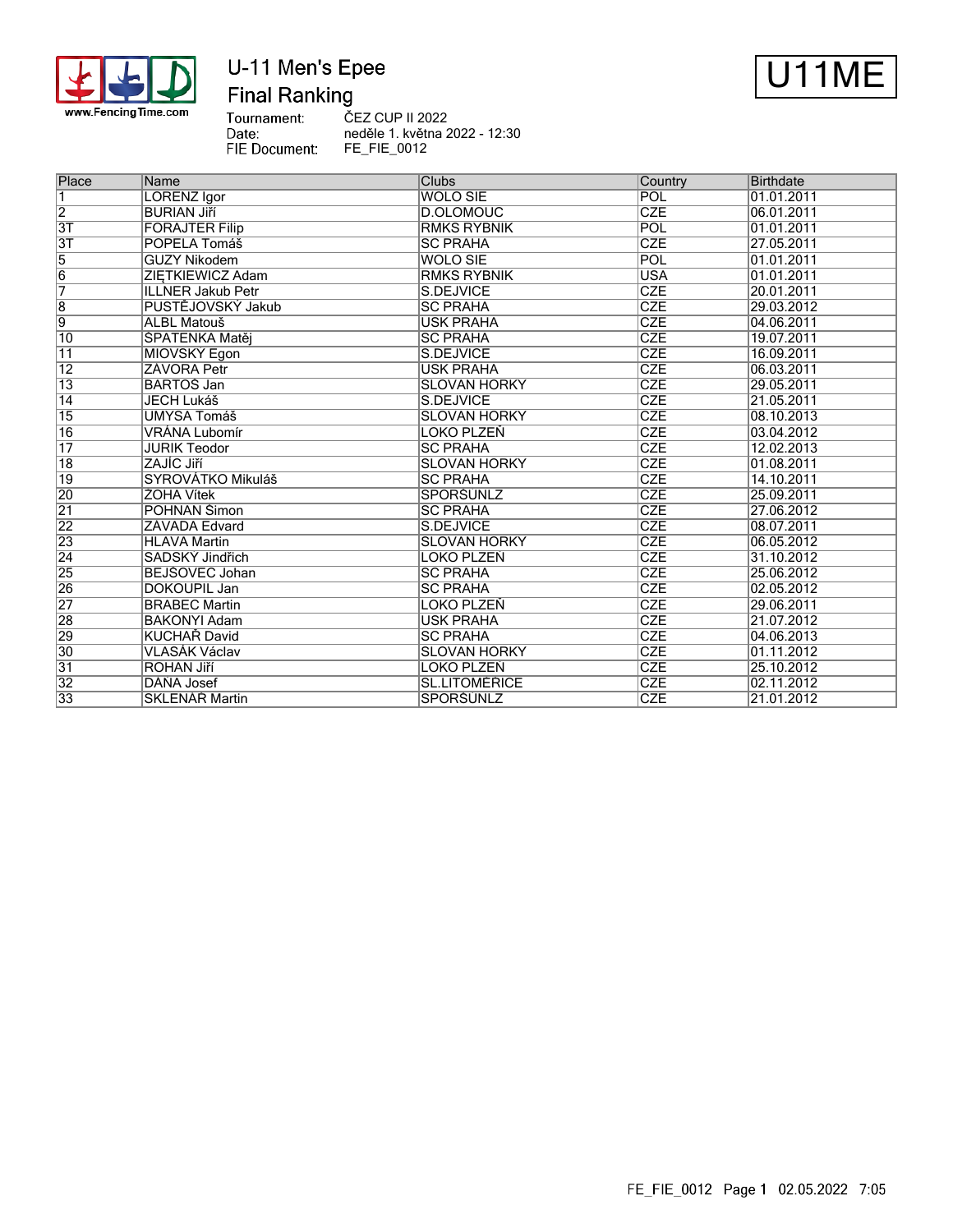# U-11 Men's Epee

## Final Ranking

**U11ME**

Tournament: ČEZ CUP II 2022
Date: neděle 1. května 2022 - 12:30
FIE Document: FE_FIE_0012

| Place | Name | Clubs | Country | Birthdate |
|---|---|---|---|---|
| 1 | LORENZ Igor | WOLO SIE | POL | 01.01.2011 |
| 2 | BURIAN Jiří | D.OLOMOUC | CZE | 06.01.2011 |
| 3T | FORAJTER Filip | RMKS RYBNIK | POL | 01.01.2011 |
| 3T | POPELA Tomáš | SC PRAHA | CZE | 27.05.2011 |
| 5 | GUZY Nikodem | WOLO SIE | POL | 01.01.2011 |
| 6 | ZIĘTKIEWICZ Adam | RMKS RYBNIK | USA | 01.01.2011 |
| 7 | ILLNER Jakub Petr | S.DEJVICE | CZE | 20.01.2011 |
| 8 | PUSTĚJOVSKÝ Jakub | SC PRAHA | CZE | 29.03.2012 |
| 9 | ALBL Matouš | USK PRAHA | CZE | 04.06.2011 |
| 10 | ŠPATENKA Matěj | SC PRAHA | CZE | 19.07.2011 |
| 11 | MIOVSKÝ Egon | S.DEJVICE | CZE | 16.09.2011 |
| 12 | ZÁVORA Petr | USK PRAHA | CZE | 06.03.2011 |
| 13 | BARTOŠ Jan | SLOVAN HORKY | CZE | 29.05.2011 |
| 14 | JECH Lukáš | S.DEJVICE | CZE | 21.05.2011 |
| 15 | UMYSA Tomáš | SLOVAN HORKY | CZE | 08.10.2013 |
| 16 | VRÁNA Lubomír | LOKO PLZEŇ | CZE | 03.04.2012 |
| 17 | JURIK Teodor | SC PRAHA | CZE | 12.02.2013 |
| 18 | ZAJÍC Jiří | SLOVAN HORKY | CZE | 01.08.2011 |
| 19 | SYROVÁTKO Mikuláš | SC PRAHA | CZE | 14.10.2011 |
| 20 | ZOHA Vítek | SPORŠUNLZ | CZE | 25.09.2011 |
| 21 | POHNAN Šimon | SC PRAHA | CZE | 27.06.2012 |
| 22 | ZÁVADA Edvard | S.DEJVICE | CZE | 08.07.2011 |
| 23 | HLAVA Martin | SLOVAN HORKY | CZE | 06.05.2012 |
| 24 | SADSKÝ Jindřich | LOKO PLZEŇ | CZE | 31.10.2012 |
| 25 | BEJŠOVEC Johan | SC PRAHA | CZE | 25.06.2012 |
| 26 | DOKOUPIL Jan | SC PRAHA | CZE | 02.05.2012 |
| 27 | BRABEC Martin | LOKO PLZEŇ | CZE | 29.06.2011 |
| 28 | BAKONYI Adam | USK PRAHA | CZE | 21.07.2012 |
| 29 | KUCHAŘ David | SC PRAHA | CZE | 04.06.2013 |
| 30 | VLASÁK Václav | SLOVAN HORKY | CZE | 01.11.2012 |
| 31 | ROHAN Jiří | LOKO PLZEŇ | CZE | 25.10.2012 |
| 32 | DÁNA Josef | SL.LITOMĚŘICE | CZE | 02.11.2012 |
| 33 | SKLENÁŘ Martin | SPORŠUNLZ | CZE | 21.01.2012 |

FE_FIE_0012 02.05.2022 7:05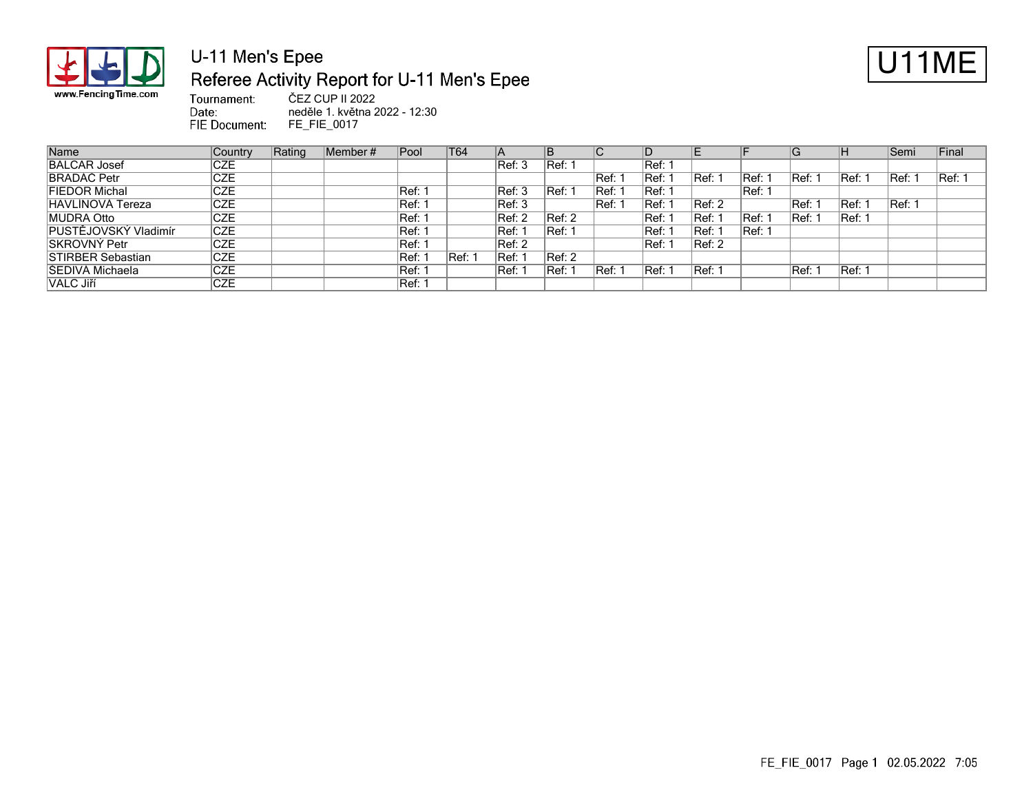# U-11 Men's Epee

## Referee Activity Report for U-11 Men's Epee

U11ME

Tournament: ČEZ CUP II 2022
Date: neděle 1. května 2022 - 12:30
FIE Document: FE_FIE_0017

| Name | Country | Rating | Member # | Pool | T64 | A | B | C | D | E | F | G | H | Semi | Final |
|---|---|---|---|---|---|---|---|---|---|---|---|---|---|---|---|
| BALCAR Josef | CZE | | | | | Ref: 3 | Ref: 1 | | Ref: 1 | | | | | | |
| BRADÁC Petr | CZE | | | | | | | Ref: 1 | Ref: 1 | Ref: 1 | Ref: 1 | Ref: 1 | Ref: 1 | Ref: 1 | Ref: 1 |
| FIEDOR Michal | CZE | | | Ref: 1 | | Ref: 3 | Ref: 1 | Ref: 1 | Ref: 1 | | Ref: 1 | | | | |
| HAVLINOVÁ Tereza | CZE | | | Ref: 1 | | Ref: 3 | | Ref: 1 | Ref: 1 | Ref: 2 | | Ref: 1 | Ref: 1 | Ref: 1 | |
| MUDRA Otto | CZE | | | Ref: 1 | | Ref: 2 | Ref: 2 | | Ref: 1 | Ref: 1 | Ref: 1 | Ref: 1 | Ref: 1 | | |
| PUSTĚJOVSKÝ Vladimír | CZE | | | Ref: 1 | | Ref: 1 | Ref: 1 | | Ref: 1 | Ref: 1 | Ref: 1 | | | | |
| SKROVNÝ Petr | CZE | | | Ref: 1 | | Ref: 2 | | | Ref: 1 | Ref: 2 | | | | | |
| STIRBER Sebastian | CZE | | | Ref: 1 | Ref: 1 | Ref: 1 | Ref: 2 | | | | | | | | |
| ŠEDIVÁ Michaela | CZE | | | Ref: 1 | | Ref: 1 | Ref: 1 | Ref: 1 | Ref: 1 | Ref: 1 | | Ref: 1 | Ref: 1 | | |
| VALC Jiří | CZE | | | Ref: 1 | | | | | | | | | | | |

FE_FIE_0017 Page 1 02.05.2022 7:05